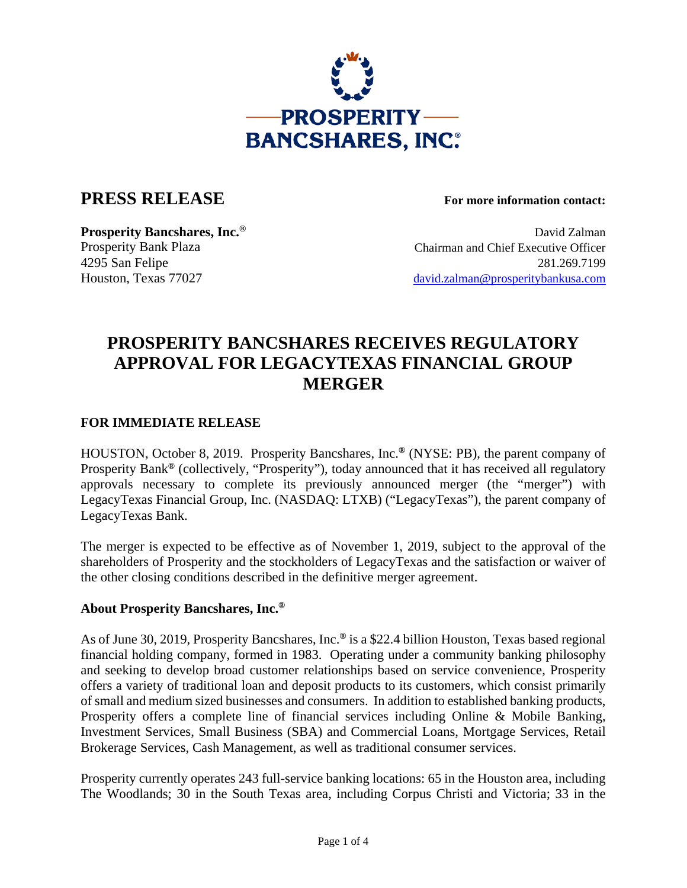# PRESS RELEASE

**For more information contact:**

**Prosperity Bancshares, Inc.®**
Prosperity Bank Plaza
4295 San Felipe
Houston, Texas 77027

David Zalman
Chairman and Chief Executive Officer
281.269.7199
david.zalman@prosperitybankusa.com

## PROSPERITY BANCSHARES RECEIVES REGULATORY APPROVAL FOR LEGACYTEXAS FINANCIAL GROUP MERGER

**FOR IMMEDIATE RELEASE**

HOUSTON, October 8, 2019. Prosperity Bancshares, Inc.**®** (NYSE: PB), the parent company of Prosperity Bank**®** (collectively, "Prosperity"), today announced that it has received all regulatory approvals necessary to complete its previously announced merger (the "merger") with LegacyTexas Financial Group, Inc. (NASDAQ: LTXB) ("LegacyTexas"), the parent company of LegacyTexas Bank.

The merger is expected to be effective as of November 1, 2019, subject to the approval of the shareholders of Prosperity and the stockholders of LegacyTexas and the satisfaction or waiver of the other closing conditions described in the definitive merger agreement.

**About Prosperity Bancshares, Inc.®**

As of June 30, 2019, Prosperity Bancshares, Inc.**®** is a $22.4 billion Houston, Texas based regional financial holding company, formed in 1983. Operating under a community banking philosophy and seeking to develop broad customer relationships based on service convenience, Prosperity offers a variety of traditional loan and deposit products to its customers, which consist primarily of small and medium sized businesses and consumers. In addition to established banking products, Prosperity offers a complete line of financial services including Online & Mobile Banking, Investment Services, Small Business (SBA) and Commercial Loans, Mortgage Services, Retail Brokerage Services, Cash Management, as well as traditional consumer services.

Prosperity currently operates 243 full-service banking locations: 65 in the Houston area, including The Woodlands; 30 in the South Texas area, including Corpus Christi and Victoria; 33 in the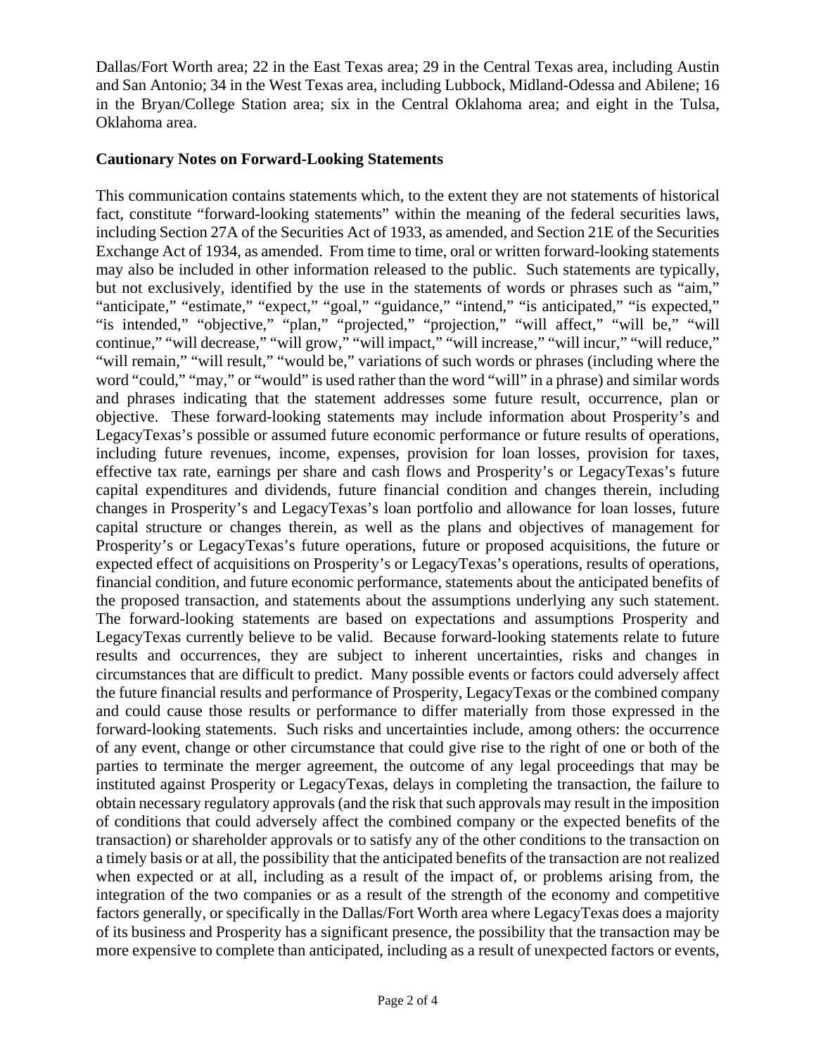Dallas/Fort Worth area; 22 in the East Texas area; 29 in the Central Texas area, including Austin and San Antonio; 34 in the West Texas area, including Lubbock, Midland-Odessa and Abilene; 16 in the Bryan/College Station area; six in the Central Oklahoma area; and eight in the Tulsa, Oklahoma area.

**Cautionary Notes on Forward-Looking Statements**

This communication contains statements which, to the extent they are not statements of historical fact, constitute "forward-looking statements" within the meaning of the federal securities laws, including Section 27A of the Securities Act of 1933, as amended, and Section 21E of the Securities Exchange Act of 1934, as amended. From time to time, oral or written forward-looking statements may also be included in other information released to the public. Such statements are typically, but not exclusively, identified by the use in the statements of words or phrases such as "aim," "anticipate," "estimate," "expect," "goal," "guidance," "intend," "is anticipated," "is expected," "is intended," "objective," "plan," "projected," "projection," "will affect," "will be," "will continue," "will decrease," "will grow," "will impact," "will increase," "will incur," "will reduce," "will remain," "will result," "would be," variations of such words or phrases (including where the word "could," "may," or "would" is used rather than the word "will" in a phrase) and similar words and phrases indicating that the statement addresses some future result, occurrence, plan or objective. These forward-looking statements may include information about Prosperity's and LegacyTexas's possible or assumed future economic performance or future results of operations, including future revenues, income, expenses, provision for loan losses, provision for taxes, effective tax rate, earnings per share and cash flows and Prosperity's or LegacyTexas's future capital expenditures and dividends, future financial condition and changes therein, including changes in Prosperity's and LegacyTexas's loan portfolio and allowance for loan losses, future capital structure or changes therein, as well as the plans and objectives of management for Prosperity's or LegacyTexas's future operations, future or proposed acquisitions, the future or expected effect of acquisitions on Prosperity's or LegacyTexas's operations, results of operations, financial condition, and future economic performance, statements about the anticipated benefits of the proposed transaction, and statements about the assumptions underlying any such statement. The forward-looking statements are based on expectations and assumptions Prosperity and LegacyTexas currently believe to be valid. Because forward-looking statements relate to future results and occurrences, they are subject to inherent uncertainties, risks and changes in circumstances that are difficult to predict. Many possible events or factors could adversely affect the future financial results and performance of Prosperity, LegacyTexas or the combined company and could cause those results or performance to differ materially from those expressed in the forward-looking statements. Such risks and uncertainties include, among others: the occurrence of any event, change or other circumstance that could give rise to the right of one or both of the parties to terminate the merger agreement, the outcome of any legal proceedings that may be instituted against Prosperity or LegacyTexas, delays in completing the transaction, the failure to obtain necessary regulatory approvals (and the risk that such approvals may result in the imposition of conditions that could adversely affect the combined company or the expected benefits of the transaction) or shareholder approvals or to satisfy any of the other conditions to the transaction on a timely basis or at all, the possibility that the anticipated benefits of the transaction are not realized when expected or at all, including as a result of the impact of, or problems arising from, the integration of the two companies or as a result of the strength of the economy and competitive factors generally, or specifically in the Dallas/Fort Worth area where LegacyTexas does a majority of its business and Prosperity has a significant presence, the possibility that the transaction may be more expensive to complete than anticipated, including as a result of unexpected factors or events,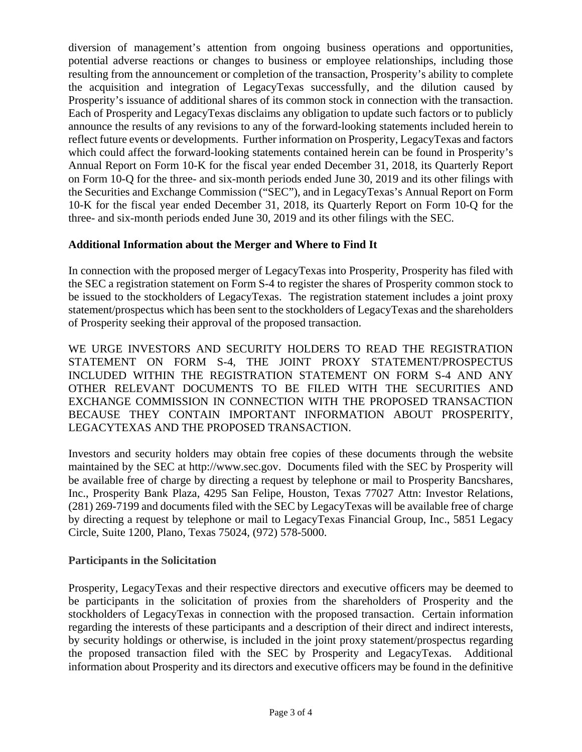diversion of management's attention from ongoing business operations and opportunities, potential adverse reactions or changes to business or employee relationships, including those resulting from the announcement or completion of the transaction, Prosperity's ability to complete the acquisition and integration of LegacyTexas successfully, and the dilution caused by Prosperity's issuance of additional shares of its common stock in connection with the transaction. Each of Prosperity and LegacyTexas disclaims any obligation to update such factors or to publicly announce the results of any revisions to any of the forward-looking statements included herein to reflect future events or developments. Further information on Prosperity, LegacyTexas and factors which could affect the forward-looking statements contained herein can be found in Prosperity's Annual Report on Form 10-K for the fiscal year ended December 31, 2018, its Quarterly Report on Form 10-Q for the three- and six-month periods ended June 30, 2019 and its other filings with the Securities and Exchange Commission ("SEC"), and in LegacyTexas's Annual Report on Form 10-K for the fiscal year ended December 31, 2018, its Quarterly Report on Form 10-Q for the three- and six-month periods ended June 30, 2019 and its other filings with the SEC.

**Additional Information about the Merger and Where to Find It**

In connection with the proposed merger of LegacyTexas into Prosperity, Prosperity has filed with the SEC a registration statement on Form S-4 to register the shares of Prosperity common stock to be issued to the stockholders of LegacyTexas. The registration statement includes a joint proxy statement/prospectus which has been sent to the stockholders of LegacyTexas and the shareholders of Prosperity seeking their approval of the proposed transaction.

WE URGE INVESTORS AND SECURITY HOLDERS TO READ THE REGISTRATION STATEMENT ON FORM S-4, THE JOINT PROXY STATEMENT/PROSPECTUS INCLUDED WITHIN THE REGISTRATION STATEMENT ON FORM S-4 AND ANY OTHER RELEVANT DOCUMENTS TO BE FILED WITH THE SECURITIES AND EXCHANGE COMMISSION IN CONNECTION WITH THE PROPOSED TRANSACTION BECAUSE THEY CONTAIN IMPORTANT INFORMATION ABOUT PROSPERITY, LEGACYTEXAS AND THE PROPOSED TRANSACTION.

Investors and security holders may obtain free copies of these documents through the website maintained by the SEC at http://www.sec.gov. Documents filed with the SEC by Prosperity will be available free of charge by directing a request by telephone or mail to Prosperity Bancshares, Inc., Prosperity Bank Plaza, 4295 San Felipe, Houston, Texas 77027 Attn: Investor Relations, (281) 269-7199 and documents filed with the SEC by LegacyTexas will be available free of charge by directing a request by telephone or mail to LegacyTexas Financial Group, Inc., 5851 Legacy Circle, Suite 1200, Plano, Texas 75024, (972) 578-5000.

**Participants in the Solicitation**

Prosperity, LegacyTexas and their respective directors and executive officers may be deemed to be participants in the solicitation of proxies from the shareholders of Prosperity and the stockholders of LegacyTexas in connection with the proposed transaction. Certain information regarding the interests of these participants and a description of their direct and indirect interests, by security holdings or otherwise, is included in the joint proxy statement/prospectus regarding the proposed transaction filed with the SEC by Prosperity and LegacyTexas. Additional information about Prosperity and its directors and executive officers may be found in the definitive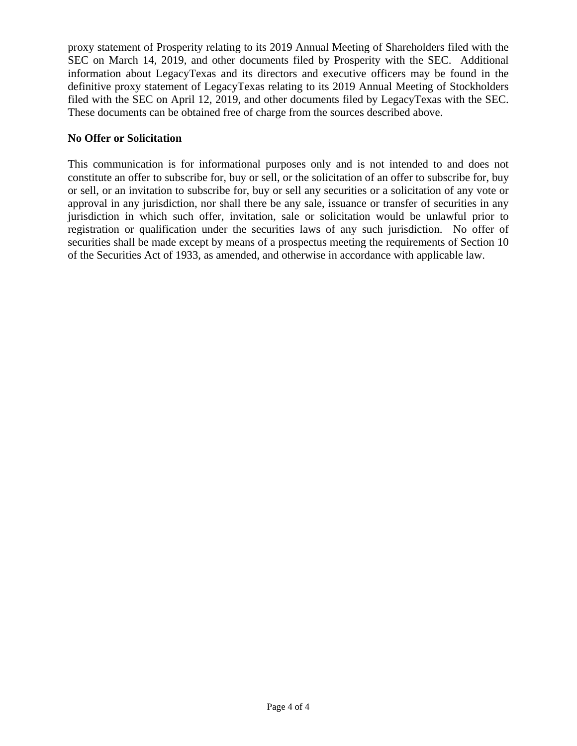proxy statement of Prosperity relating to its 2019 Annual Meeting of Shareholders filed with the SEC on March 14, 2019, and other documents filed by Prosperity with the SEC. Additional information about LegacyTexas and its directors and executive officers may be found in the definitive proxy statement of LegacyTexas relating to its 2019 Annual Meeting of Stockholders filed with the SEC on April 12, 2019, and other documents filed by LegacyTexas with the SEC. These documents can be obtained free of charge from the sources described above.

**No Offer or Solicitation**

This communication is for informational purposes only and is not intended to and does not constitute an offer to subscribe for, buy or sell, or the solicitation of an offer to subscribe for, buy or sell, or an invitation to subscribe for, buy or sell any securities or a solicitation of any vote or approval in any jurisdiction, nor shall there be any sale, issuance or transfer of securities in any jurisdiction in which such offer, invitation, sale or solicitation would be unlawful prior to registration or qualification under the securities laws of any such jurisdiction. No offer of securities shall be made except by means of a prospectus meeting the requirements of Section 10 of the Securities Act of 1933, as amended, and otherwise in accordance with applicable law.